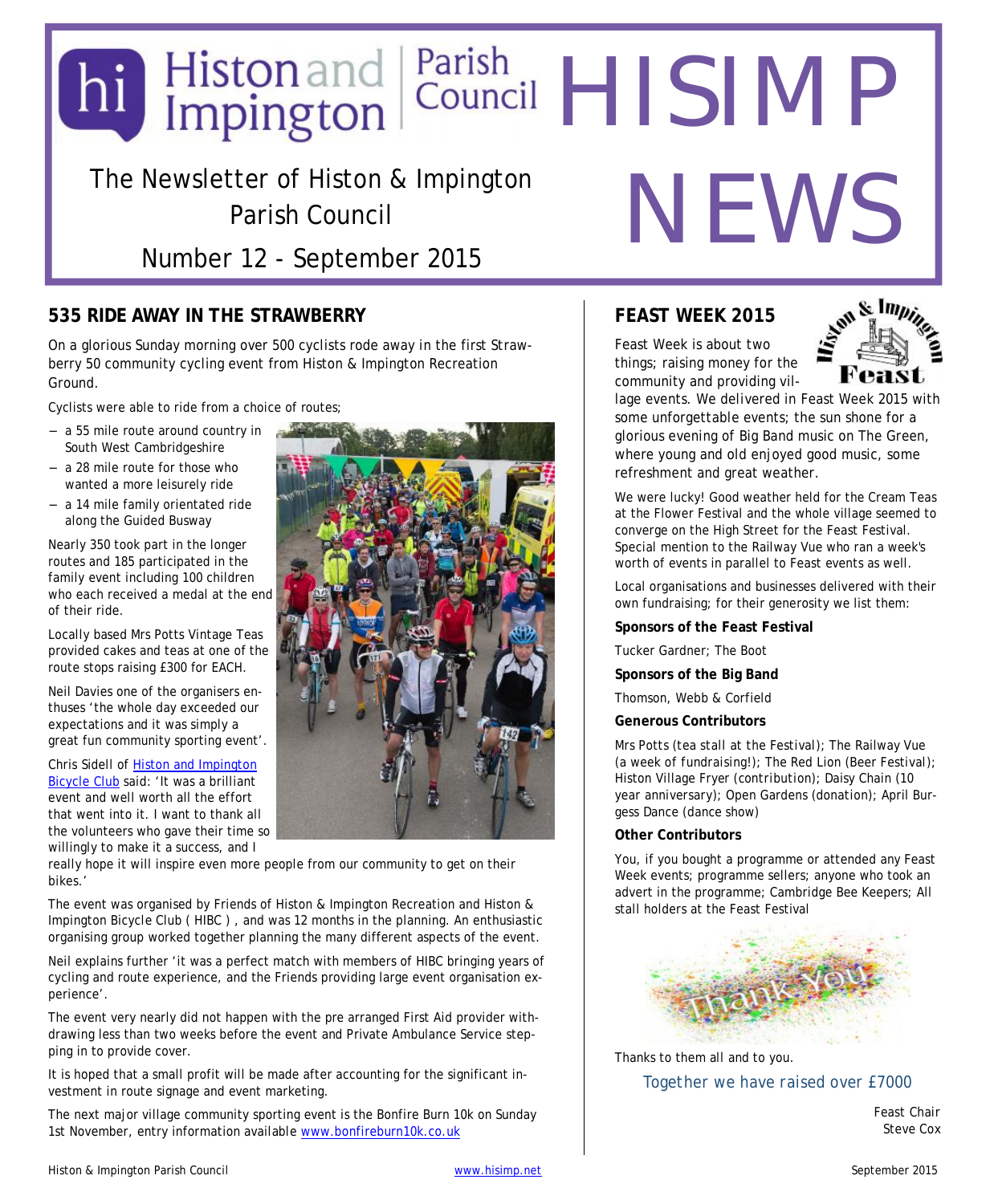# Histon and Impington Parish Council HISIMP NEWS

The Newsletter of Histon & Impington Parish Council

Number 12 - September 2015

## 535 RIDE AWAY IN THE STRAWBERRY

On a glorious Sunday morning over 500 cyclists rode away in the first Strawberry 50 community cycling event from Histon & Impington Recreation Ground.

Cyclists were able to ride from a choice of routes;

- a 55 mile route around country in South West Cambridgeshire
- a 28 mile route for those who wanted a more leisurely ride
- a 14 mile family orientated ride along the Guided Busway

Nearly 350 took part in the longer routes and 185 participated in the family event including 100 children who each received a medal at the end of their ride.

Locally based Mrs Potts Vintage Teas provided cakes and teas at one of the route stops raising £300 for EACH.

Neil Davies one of the organisers enthuses 'the whole day exceeded our expectations and it was simply a great fun community sporting event'.

Chris Sidell of [Histon and Impington Bicycle Club]() said: 'It was a brilliant event and well worth all the effort that went into it. I want to thank all the volunteers who gave their time so willingly to make it a success, and I really hope it will inspire even more people from our community to get on their bikes.'

The event was organised by Friends of Histon & Impington Recreation and Histon & Impington Bicycle Club ( HIBC ) , and was 12 months in the planning. An enthusiastic organising group worked together planning the many different aspects of the event.

Neil explains further 'it was a perfect match with members of HIBC bringing years of cycling and route experience, and the Friends providing large event organisation experience'.

The event very nearly did not happen with the pre arranged First Aid provider withdrawing less than two weeks before the event and Private Ambulance Service stepping in to provide cover.

It is hoped that a small profit will be made after accounting for the significant investment in route signage and event marketing.

The next major village community sporting event is the Bonfire Burn 10k on Sunday 1st November, entry information available www.bonfireburn10k.co.uk

## FEAST WEEK 2015

Feast Week is about two things; raising money for the community and providing village events. We delivered in Feast Week 2015 with some unforgettable events; the sun shone for a glorious evening of Big Band music on The Green, where young and old enjoyed good music, some refreshment and great weather.

We were lucky! Good weather held for the Cream Teas at the Flower Festival and the whole village seemed to converge on the High Street for the Feast Festival. Special mention to the Railway Vue who ran a week's worth of events in parallel to Feast events as well.

Local organisations and businesses delivered with their own fundraising; for their generosity we list them:

**Sponsors of the Feast Festival**

Tucker Gardner; The Boot

**Sponsors of the Big Band**

Thomson, Webb & Corfield

**Generous Contributors**

Mrs Potts (tea stall at the Festival); The Railway Vue (a week of fundraising!); The Red Lion (Beer Festival); Histon Village Fryer (contribution); Daisy Chain (10 year anniversary); Open Gardens (donation); April Burgess Dance (dance show)

**Other Contributors**

You, if you bought a programme or attended any Feast Week events; programme sellers; anyone who took an advert in the programme; Cambridge Bee Keepers; All stall holders at the Feast Festival

Thanks to them all and to you.

Together we have raised over £7000

Feast Chair
Steve Cox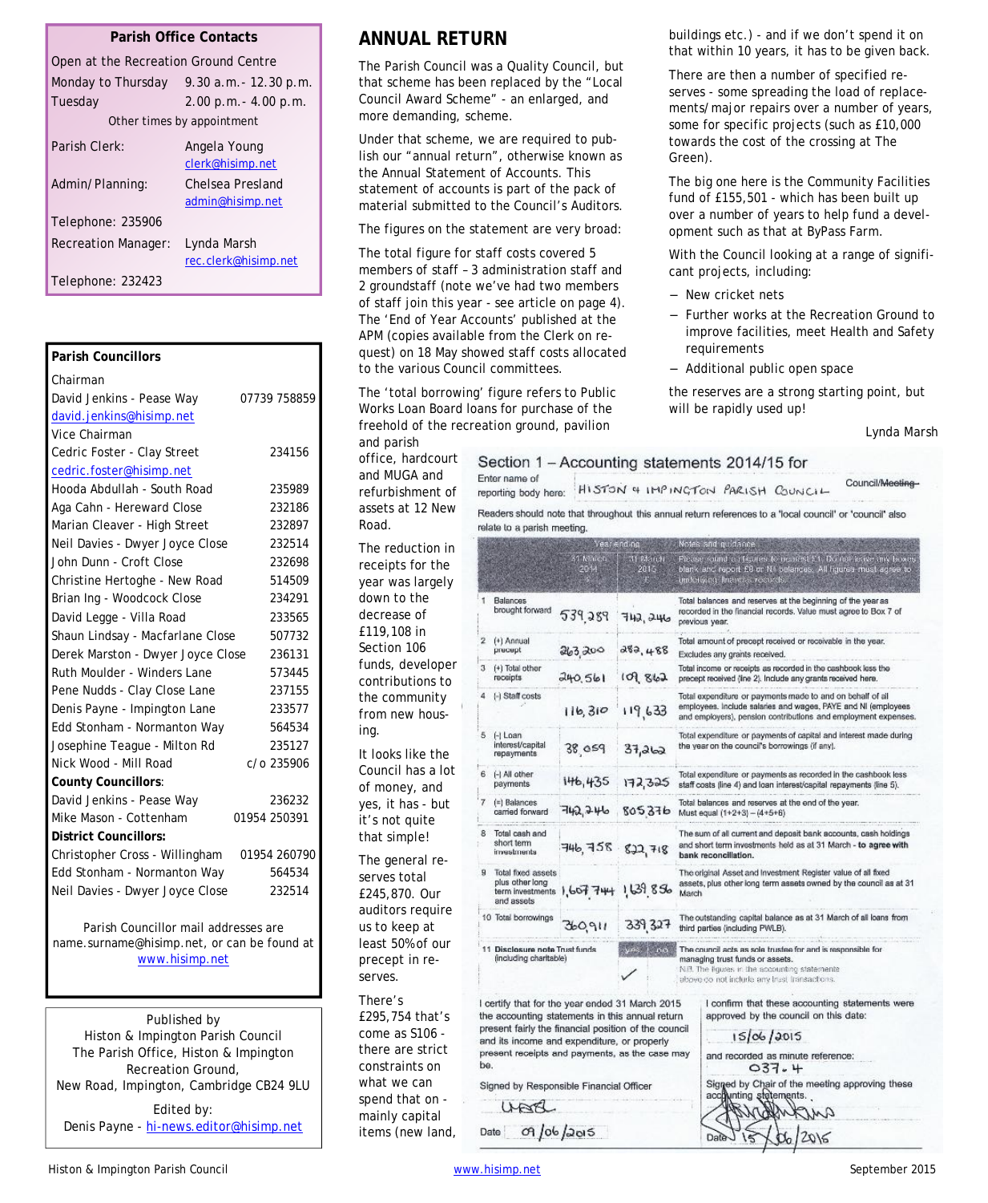## Parish Office Contacts

Open at the Recreation Ground Centre

| | |
|---|---|
| Monday to Thursday | 9.30 a.m.- 12.30 p.m. |
| Tuesday | 2.00 p.m.- 4.00 p.m. |

Other times by appointment

| | |
|---|---|
| Parish Clerk: | Angela Young clerk@hisimp.net |
| Admin/Planning: | Chelsea Presland admin@hisimp.net |
| Telephone: 235906 | |
| Recreation Manager: | Lynda Marsh rec.clerk@hisimp.net |
| Telephone: 232423 | |

## Parish Councillors

| | |
|---|---|
| Chairman | |
| David Jenkins - Pease Way | 07739 758859 |
| david.jenkins@hisimp.net | |
| Vice Chairman | |
| Cedric Foster - Clay Street | 234156 |
| cedric.foster@hisimp.net | |
| Hooda Abdullah - South Road | 235989 |
| Aga Cahn - Hereward Close | 232186 |
| Marian Cleaver - High Street | 232897 |
| Neil Davies - Dwyer Joyce Close | 232514 |
| John Dunn - Croft Close | 232698 |
| Christine Hertoghe - New Road | 514509 |
| Brian Ing - Woodcock Close | 234291 |
| David Legge - Villa Road | 233565 |
| Shaun Lindsay - Macfarlane Close | 507732 |
| Derek Marston - Dwyer Joyce Close | 236131 |
| Ruth Moulder - Winders Lane | 573445 |
| Pene Nudds - Clay Close Lane | 237155 |
| Denis Payne - Impington Lane | 233577 |
| Edd Stonham - Normanton Way | 564534 |
| Josephine Teague - Milton Rd | 235127 |
| Nick Wood - Mill Road | c/o 235906 |
| **County Councillors**: | |
| David Jenkins - Pease Way | 236232 |
| Mike Mason - Cottenham | 01954 250391 |
| **District Councillors:** | |
| Christopher Cross - Willingham | 01954 260790 |
| Edd Stonham - Normanton Way | 564534 |
| Neil Davies - Dwyer Joyce Close | 232514 |

Parish Councillor mail addresses are name.surname@hisimp.net, or can be found at www.hisimp.net

Published by
Histon & Impington Parish Council
The Parish Office, Histon & Impington Recreation Ground,
New Road, Impington, Cambridge CB24 9LU

Edited by:
Denis Payne - hi-news.editor@hisimp.net

# ANNUAL RETURN

The Parish Council was a Quality Council, but that scheme has been replaced by the "Local Council Award Scheme" - an enlarged, and more demanding, scheme.

Under that scheme, we are required to publish our "annual return", otherwise known as the Annual Statement of Accounts. This statement of accounts is part of the pack of material submitted to the Council's Auditors.

The figures on the statement are very broad:

The total figure for staff costs covered 5 members of staff – 3 administration staff and 2 groundstaff (note we've had two members of staff join this year - see article on page 4). The 'End of Year Accounts' published at the APM (copies available from the Clerk on request) on 18 May showed staff costs allocated to the various Council committees.

The 'total borrowing' figure refers to Public Works Loan Board loans for purchase of the freehold of the recreation ground, pavilion and parish office, hardcourt and MUGA and refurbishment of assets at 12 New Road.

The reduction in receipts for the year was largely down to the decrease of £119,108 in Section 106 funds, developer contributions to the community from new housing.

It looks like the Council has a lot of money, and yes, it has - but it's not quite that simple!

The general reserves total £245,870. Our auditors require us to keep at least 50% of our precept in reserves.

There's £295,754 that's come as S106 - there are strict constraints on what we can spend that on - mainly capital items (new land, buildings etc.) - and if we don't spend it on that within 10 years, it has to be given back.

There are then a number of specified reserves - some spreading the load of replacements/major repairs over a number of years, some for specific projects (such as £10,000 towards the cost of the crossing at The Green).

The big one here is the Community Facilities fund of £155,501 - which has been built up over a number of years to help fund a development such as that at ByPass Farm.

With the Council looking at a range of significant projects, including:

- New cricket nets
- Further works at the Recreation Ground to improve facilities, meet Health and Safety requirements
- Additional public open space

the reserves are a strong starting point, but will be rapidly used up!

Lynda Marsh

### Section 1 – Accounting statements 2014/15 for

Enter name of reporting body here: HISTON & IMPINGTON PARISH COUNCIL — Council/~~Meeting~~

Readers should note that throughout this annual return references to a 'local council' or 'council' also relate to a parish meeting.

| | | Year ending 31 March 2014 £ | Year ending 31 March 2015 £ | Notes and guidance: Please round all figures to nearest £1. Do not leave any boxes blank and report £0 or Nil balances. All figures must agree to underlying financial records. |
|---|---|---|---|---|
| 1 | Balances brought forward | 539,289 | 742,246 | Total balances and reserves at the beginning of the year as recorded in the financial records. Value must agree to Box 7 of previous year. |
| 2 | (+) Annual precept | 263,300 | 282,488 | Total amount of precept received or receivable in the year. Excludes any grants received. |
| 3 | (+) Total other receipts | 240,561 | 109,862 | Total income or receipts as recorded in the cashbook less the precept received (line 2). Include any grants received here. |
| 4 | (-) Staff costs | 116,310 | 119,633 | Total expenditure or payments made to and on behalf of all employees. Include salaries and wages, PAYE and NI (employees and employers), pension contributions and employment expenses. |
| 5 | (-) Loan interest/capital repayments | 38,059 | 37,262 | Total expenditure or payments of capital and interest made during the year on the council's borrowings (if any). |
| 6 | (-) All other payments | 146,435 | 172,325 | Total expenditure or payments as recorded in the cashbook less staff costs (line 4) and loan interest/capital repayments (line 5). |
| 7 | (=) Balances carried forward | 742,246 | 805,376 | Total balances and reserves at the end of the year. Must equal (1+2+3) – (4+5+6) |
| 8 | Total cash and short term investments | 746,758 | 822,718 | The sum of all current and deposit bank accounts, cash holdings and short term investments held as at 31 March - **to agree with bank reconciliation.** |
| 9 | Total fixed assets plus other long term investments and assets | 1,607,744 | 1,639,856 | The original Asset and Investment Register value of all fixed assets, plus other long term assets owned by the council as at 31 March |
| 10 | Total borrowings | 360,911 | 339,327 | The outstanding capital balance as at 31 March of all loans from third parties (including PWLB). |
| 11 | **Disclosure note** Trust funds (including charitable) | Yes | No ✓ | The council acts as sole trustee for and is responsible for managing trust funds or assets. N.B. The figures in the accounting statements above do not include any trust transactions. |

I certify that for the year ended 31 March 2015 the accounting statements in this annual return present fairly the financial position of the council and its income and expenditure, or properly present receipts and payments, as the case may be.

Signed by Responsible Financial Officer

Date 09/06/2015

I confirm that these accounting statements were approved by the council on this date:

15/06/2015

and recorded as minute reference:

037.4

Signed by Chair of the meeting approving these accounting statements.

Date 15/06/2015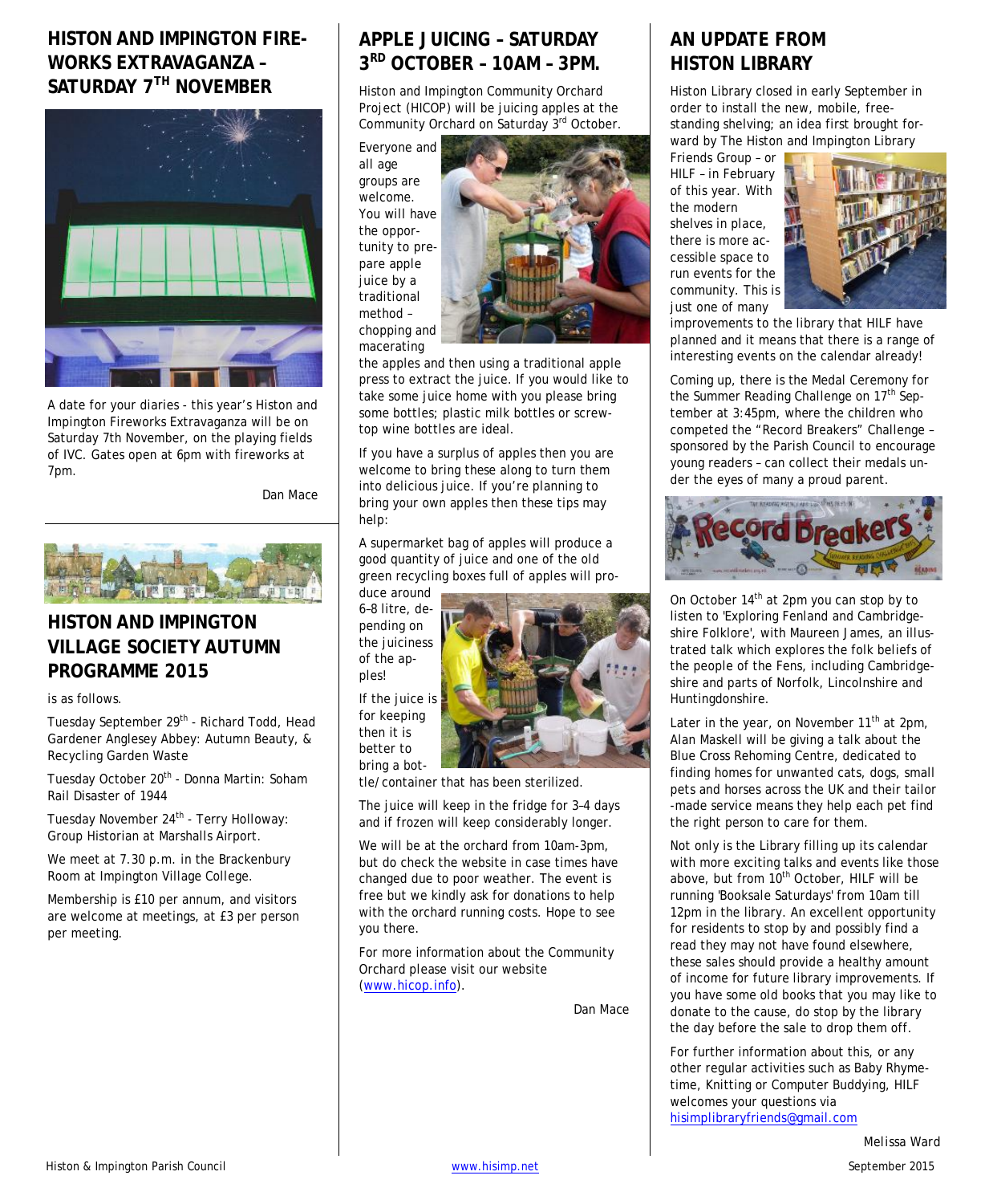## HISTON AND IMPINGTON FIREWORKS EXTRAVAGANZA – SATURDAY 7TH NOVEMBER

A date for your diaries - this year's Histon and Impington Fireworks Extravaganza will be on Saturday 7th November, on the playing fields of IVC. Gates open at 6pm with fireworks at 7pm.

Dan Mace

## HISTON AND IMPINGTON VILLAGE SOCIETY AUTUMN PROGRAMME 2015

is as follows.

Tuesday September 29th - Richard Todd, Head Gardener Anglesey Abbey: Autumn Beauty, & Recycling Garden Waste

Tuesday October 20th - Donna Martin: Soham Rail Disaster of 1944

Tuesday November 24th - Terry Holloway: Group Historian at Marshalls Airport.

We meet at 7.30 p.m. in the Brackenbury Room at Impington Village College.

Membership is £10 per annum, and visitors are welcome at meetings, at £3 per person per meeting.

## APPLE JUICING – SATURDAY 3RD OCTOBER – 10AM – 3PM.

Histon and Impington Community Orchard Project (HICOP) will be juicing apples at the Community Orchard on Saturday 3rd October.

Everyone and all age groups are welcome. You will have the opportunity to prepare apple juice by a traditional method – chopping and macerating the apples and then using a traditional apple press to extract the juice. If you would like to take some juice home with you please bring some bottles; plastic milk bottles or screw-top wine bottles are ideal.

If you have a surplus of apples then you are welcome to bring these along to turn them into delicious juice. If you're planning to bring your own apples then these tips may help:

A supermarket bag of apples will produce a good quantity of juice and one of the old green recycling boxes full of apples will produce around 6–8 litre, depending on the juiciness of the apples!

If the juice is for keeping then it is better to bring a bottle/container that has been sterilized.

The juice will keep in the fridge for 3–4 days and if frozen will keep considerably longer.

We will be at the orchard from 10am-3pm, but do check the website in case times have changed due to poor weather. The event is free but we kindly ask for donations to help with the orchard running costs. Hope to see you there.

For more information about the Community Orchard please visit our website (www.hicop.info).

Dan Mace

## AN UPDATE FROM HISTON LIBRARY

Histon Library closed in early September in order to install the new, mobile, free-standing shelving; an idea first brought forward by The Histon and Impington Library Friends Group – or HILF – in February of this year. With the modern shelves in place, there is more accessible space to run events for the community. This is just one of many improvements to the library that HILF have planned and it means that there is a range of interesting events on the calendar already!

Coming up, there is the Medal Ceremony for the Summer Reading Challenge on 17th September at 3:45pm, where the children who competed the "Record Breakers" Challenge – sponsored by the Parish Council to encourage young readers – can collect their medals under the eyes of many a proud parent.

On October 14th at 2pm you can stop by to listen to 'Exploring Fenland and Cambridgeshire Folklore', with Maureen James, an illustrated talk which explores the folk beliefs of the people of the Fens, including Cambridgeshire and parts of Norfolk, Lincolnshire and Huntingdonshire.

Later in the year, on November 11th at 2pm, Alan Maskell will be giving a talk about the Blue Cross Rehoming Centre, dedicated to finding homes for unwanted cats, dogs, small pets and horses across the UK and their tailor-made service means they help each pet find the right person to care for them.

Not only is the Library filling up its calendar with more exciting talks and events like those above, but from 10th October, HILF will be running 'Booksale Saturdays' from 10am till 12pm in the library. An excellent opportunity for residents to stop by and possibly find a read they may not have found elsewhere, these sales should provide a healthy amount of income for future library improvements. If you have some old books that you may like to donate to the cause, do stop by the library the day before the sale to drop them off.

For further information about this, or any other regular activities such as Baby Rhymetime, Knitting or Computer Buddying, HILF welcomes your questions via hisimplibraryfriends@gmail.com

Melissa Ward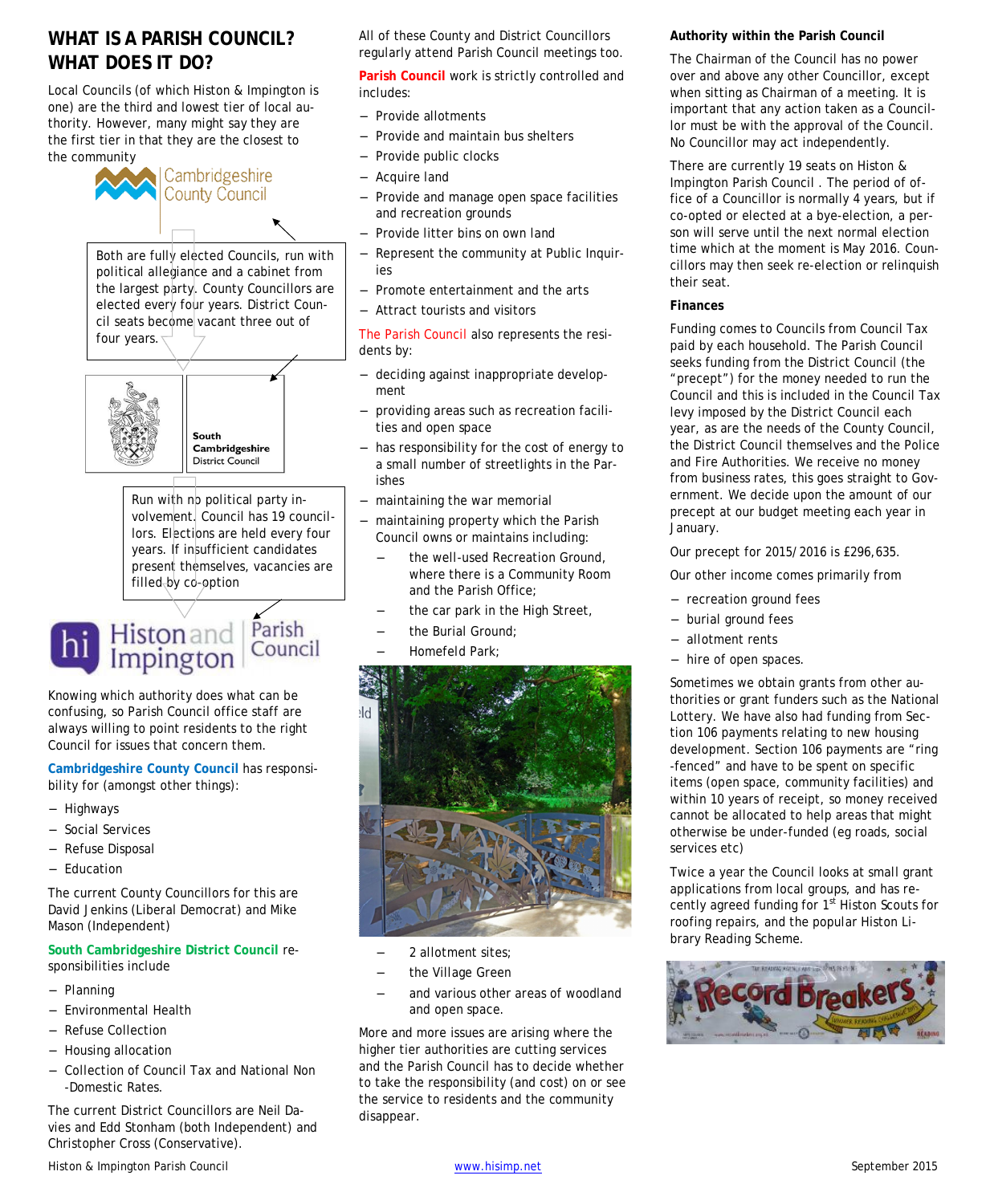# WHAT IS A PARISH COUNCIL? WHAT DOES IT DO?

Local Councils (of which Histon & Impington is one) are the third and lowest tier of local authority. However, many might say they are the first tier in that they are the closest to the community

Cambridgeshire County Council

Both are fully elected Councils, run with political allegiance and a cabinet from the largest party. County Councillors are elected every four years. District Council seats become vacant three out of four years.

South Cambridgeshire District Council

Run with no political party involvement. Council has 19 councillors. Elections are held every four years. If insufficient candidates present themselves, vacancies are filled by co-option

Histon and Impington Parish Council

Knowing which authority does what can be confusing, so Parish Council office staff are always willing to point residents to the right Council for issues that concern them.

**Cambridgeshire County Council** has responsibility for (amongst other things):

- Highways
- Social Services
- Refuse Disposal
- Education

The current County Councillors for this are David Jenkins (Liberal Democrat) and Mike Mason (Independent)

**South Cambridgeshire District Council** responsibilities include

- Planning
- Environmental Health
- Refuse Collection
- Housing allocation
- Collection of Council Tax and National Non-Domestic Rates.

The current District Councillors are Neil Davies and Edd Stonham (both Independent) and Christopher Cross (Conservative).

All of these County and District Councillors regularly attend Parish Council meetings too.

**Parish Council** work is strictly controlled and includes:

- Provide allotments
- Provide and maintain bus shelters
- Provide public clocks
- Acquire land
- Provide and manage open space facilities and recreation grounds
- Provide litter bins on own land
- Represent the community at Public Inquiries
- Promote entertainment and the arts
- Attract tourists and visitors

The Parish Council also represents the residents by:

- deciding against inappropriate development
- providing areas such as recreation facilities and open space
- has responsibility for the cost of energy to a small number of streetlights in the Parishes
- maintaining the war memorial
- maintaining property which the Parish Council owns or maintains including:
    - the well-used Recreation Ground, where there is a Community Room and the Parish Office;
    - the car park in the High Street,
    - the Burial Ground;
    - Homefeld Park;
    - 2 allotment sites;
    - the Village Green
    - and various other areas of woodland and open space.

More and more issues are arising where the higher tier authorities are cutting services and the Parish Council has to decide whether to take the responsibility (and cost) on or see the service to residents and the community disappear.

### Authority within the Parish Council

The Chairman of the Council has no power over and above any other Councillor, except when sitting as Chairman of a meeting. It is important that any action taken as a Councillor must be with the approval of the Council. No Councillor may act independently.

There are currently 19 seats on Histon & Impington Parish Council . The period of office of a Councillor is normally 4 years, but if co-opted or elected at a bye-election, a person will serve until the next normal election time which at the moment is May 2016. Councillors may then seek re-election or relinquish their seat.

### Finances

Funding comes to Councils from Council Tax paid by each household. The Parish Council seeks funding from the District Council (the "precept") for the money needed to run the Council and this is included in the Council Tax levy imposed by the District Council each year, as are the needs of the County Council, the District Council themselves and the Police and Fire Authorities. We receive no money from business rates, this goes straight to Government. We decide upon the amount of our precept at our budget meeting each year in January.

Our precept for 2015/2016 is £296,635.

Our other income comes primarily from

- recreation ground fees
- burial ground fees
- allotment rents
- hire of open spaces.

Sometimes we obtain grants from other authorities or grant funders such as the National Lottery. We have also had funding from Section 106 payments relating to new housing development. Section 106 payments are "ring-fenced" and have to be spent on specific items (open space, community facilities) and within 10 years of receipt, so money received cannot be allocated to help areas that might otherwise be under-funded (eg roads, social services etc)

Twice a year the Council looks at small grant applications from local groups, and has recently agreed funding for 1st Histon Scouts for roofing repairs, and the popular Histon Library Reading Scheme.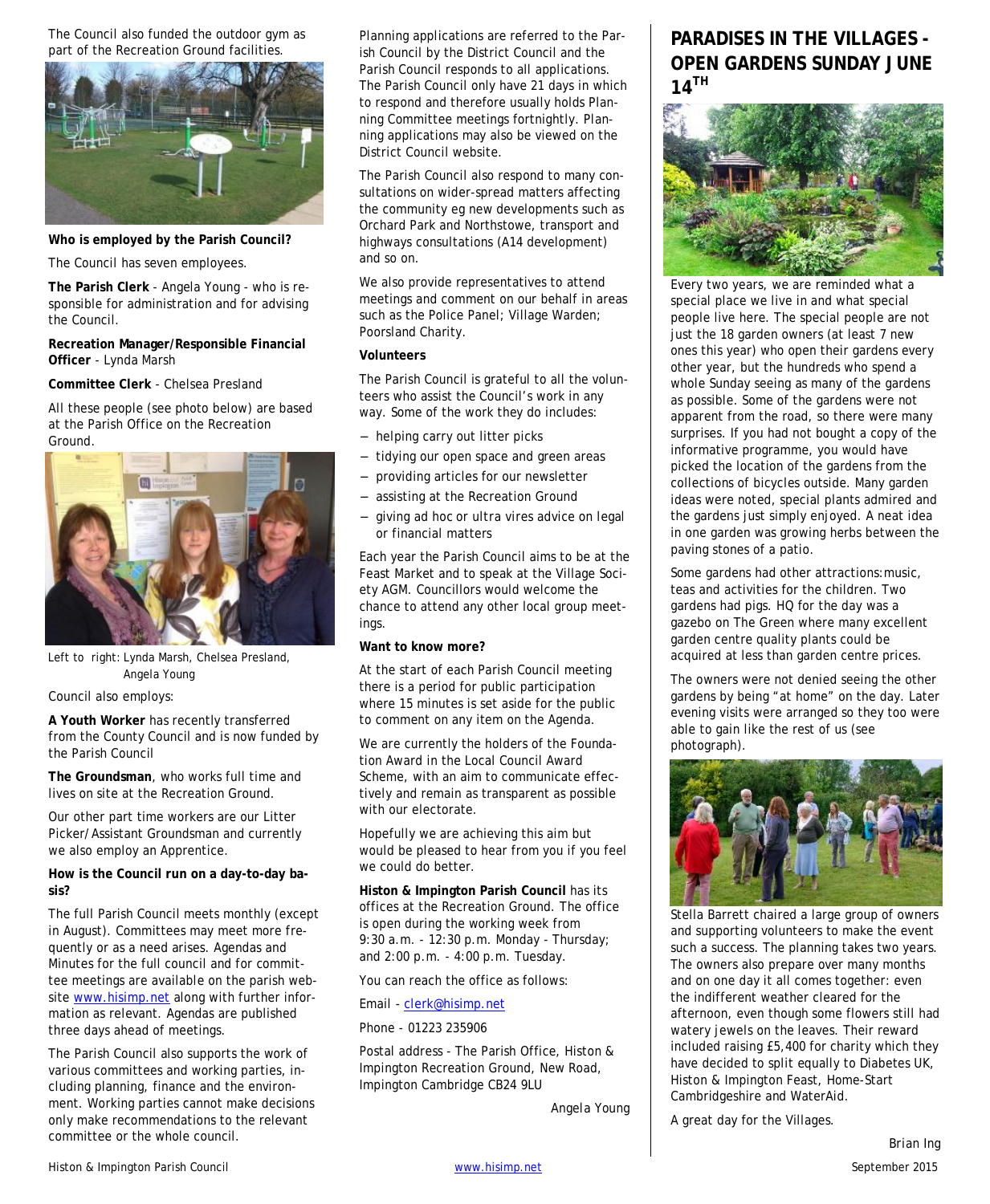The Council also funded the outdoor gym as part of the Recreation Ground facilities.

**Who is employed by the Parish Council?**

The Council has seven employees.

**The Parish Clerk** - Angela Young - who is responsible for administration and for advising the Council.

**Recreation Manager/Responsible Financial Officer** - Lynda Marsh

**Committee Clerk** - Chelsea Presland

All these people (see photo below) are based at the Parish Office on the Recreation Ground.

Left to right: Lynda Marsh, Chelsea Presland, Angela Young

Council also employs:

**A Youth Worker** has recently transferred from the County Council and is now funded by the Parish Council

**The Groundsman**, who works full time and lives on site at the Recreation Ground.

Our other part time workers are our Litter Picker/Assistant Groundsman and currently we also employ an Apprentice.

**How is the Council run on a day-to-day basis?**

The full Parish Council meets monthly (except in August). Committees may meet more frequently or as a need arises. Agendas and Minutes for the full council and for committee meetings are available on the parish website www.hisimp.net along with further information as relevant. Agendas are published three days ahead of meetings.

The Parish Council also supports the work of various committees and working parties, including planning, finance and the environment. Working parties cannot make decisions only make recommendations to the relevant committee or the whole council.

Planning applications are referred to the Parish Council by the District Council and the Parish Council responds to all applications. The Parish Council only have 21 days in which to respond and therefore usually holds Planning Committee meetings fortnightly. Planning applications may also be viewed on the District Council website.

The Parish Council also respond to many consultations on wider-spread matters affecting the community eg new developments such as Orchard Park and Northstowe, transport and highways consultations (A14 development) and so on.

We also provide representatives to attend meetings and comment on our behalf in areas such as the Police Panel; Village Warden; Poorsland Charity.

**Volunteers**

The Parish Council is grateful to all the volunteers who assist the Council's work in any way. Some of the work they do includes:

- helping carry out litter picks
- tidying our open space and green areas
- providing articles for our newsletter
- assisting at the Recreation Ground
- giving ad hoc or ultra vires advice on legal or financial matters

Each year the Parish Council aims to be at the Feast Market and to speak at the Village Society AGM. Councillors would welcome the chance to attend any other local group meetings.

**Want to know more?**

At the start of each Parish Council meeting there is a period for public participation where 15 minutes is set aside for the public to comment on any item on the Agenda.

We are currently the holders of the Foundation Award in the Local Council Award Scheme, with an aim to communicate effectively and remain as transparent as possible with our electorate.

Hopefully we are achieving this aim but would be pleased to hear from you if you feel we could do better.

**Histon & Impington Parish Council** has its offices at the Recreation Ground. The office is open during the working week from 9:30 a.m. - 12:30 p.m. Monday - Thursday; and 2:00 p.m. - 4:00 p.m. Tuesday.

You can reach the office as follows:

Email - clerk@hisimp.net

Phone - 01223 235906

Postal address - The Parish Office, Histon & Impington Recreation Ground, New Road, Impington Cambridge CB24 9LU

*Angela Young*

## PARADISES IN THE VILLAGES - OPEN GARDENS SUNDAY JUNE 14TH

Every two years, we are reminded what a special place we live in and what special people live here. The special people are not just the 18 garden owners (at least 7 new ones this year) who open their gardens every other year, but the hundreds who spend a whole Sunday seeing as many of the gardens as possible. Some of the gardens were not apparent from the road, so there were many surprises. If you had not bought a copy of the informative programme, you would have picked the location of the gardens from the collections of bicycles outside. Many garden ideas were noted, special plants admired and the gardens just simply enjoyed. A neat idea in one garden was growing herbs between the paving stones of a patio.

Some gardens had other attractions: music, teas and activities for the children. Two gardens had pigs. HQ for the day was a gazebo on The Green where many excellent garden centre quality plants could be acquired at less than garden centre prices.

The owners were not denied seeing the other gardens by being "at home" on the day. Later evening visits were arranged so they too were able to gain like the rest of us (see photograph).

Stella Barrett chaired a large group of owners and supporting volunteers to make the event such a success. The planning takes two years. The owners also prepare over many months and on one day it all comes together: even the indifferent weather cleared for the afternoon, even though some flowers still had watery jewels on the leaves. Their reward included raising £5,400 for charity which they have decided to split equally to Diabetes UK, Histon & Impington Feast, Home-Start Cambridgeshire and WaterAid.

A great day for the Villages.

*Brian Ing*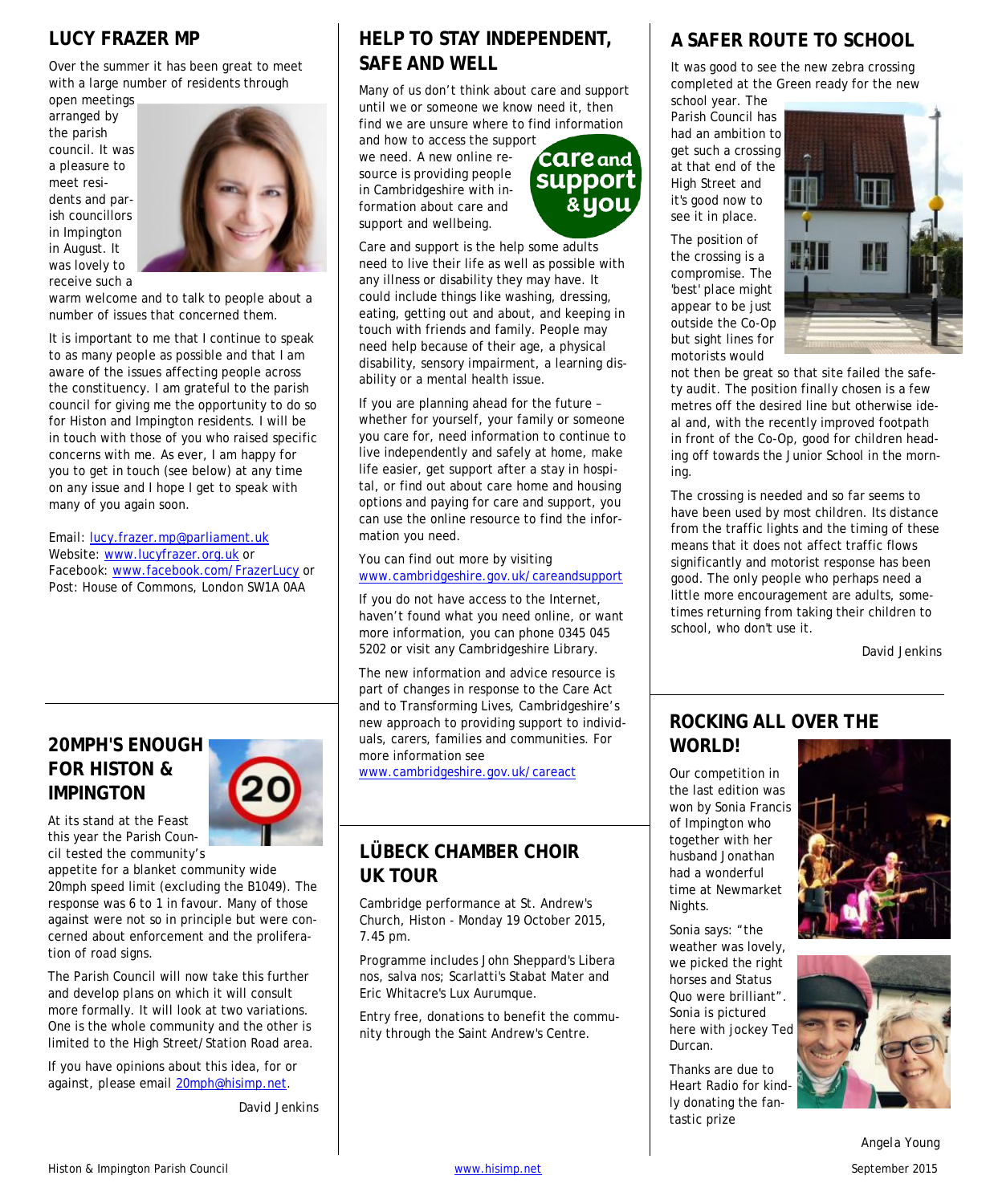## LUCY FRAZER MP

Over the summer it has been great to meet with a large number of residents through open meetings arranged by the parish council. It was a pleasure to meet residents and parish councillors in Impington in August. It was lovely to receive such a warm welcome and to talk to people about a number of issues that concerned them.

It is important to me that I continue to speak to as many people as possible and that I am aware of the issues affecting people across the constituency. I am grateful to the parish council for giving me the opportunity to do so for Histon and Impington residents. I will be in touch with those of you who raised specific concerns with me. As ever, I am happy for you to get in touch (see below) at any time on any issue and I hope I get to speak with many of you again soon.

Email: lucy.frazer.mp@parliament.uk
Website: www.lucyfrazer.org.uk or
Facebook: www.facebook.com/FrazerLucy or
Post: House of Commons, London SW1A 0AA

## 20MPH'S ENOUGH FOR HISTON & IMPINGTON

At its stand at the Feast this year the Parish Council tested the community's appetite for a blanket community wide 20mph speed limit (excluding the B1049). The response was 6 to 1 in favour. Many of those against were not so in principle but were concerned about enforcement and the proliferation of road signs.

The Parish Council will now take this further and develop plans on which it will consult more formally. It will look at two variations. One is the whole community and the other is limited to the High Street/Station Road area.

If you have opinions about this idea, for or against, please email 20mph@hisimp.net.

*David Jenkins*

## HELP TO STAY INDEPENDENT, SAFE AND WELL

Many of us don't think about care and support until we or someone we know need it, then find we are unsure where to find information and how to access the support we need. A new online resource is providing people in Cambridgeshire with information about care and support and wellbeing.

Care and support is the help some adults need to live their life as well as possible with any illness or disability they may have. It could include things like washing, dressing, eating, getting out and about, and keeping in touch with friends and family. People may need help because of their age, a physical disability, sensory impairment, a learning disability or a mental health issue.

If you are planning ahead for the future – whether for yourself, your family or someone you care for, need information to continue to live independently and safely at home, make life easier, get support after a stay in hospital, or find out about care home and housing options and paying for care and support, you can use the online resource to find the information you need.

You can find out more by visiting www.cambridgeshire.gov.uk/careandsupport

If you do not have access to the Internet, haven't found what you need online, or want more information, you can phone 0345 045 5202 or visit any Cambridgeshire Library.

The new information and advice resource is part of changes in response to the Care Act and to Transforming Lives, Cambridgeshire's new approach to providing support to individuals, carers, families and communities. For more information see www.cambridgeshire.gov.uk/careact

## LÜBECK CHAMBER CHOIR UK TOUR

Cambridge performance at St. Andrew's Church, Histon - Monday 19 October 2015, 7.45 pm.

Programme includes John Sheppard's Libera nos, salva nos; Scarlatti's Stabat Mater and Eric Whitacre's Lux Aurumque.

Entry free, donations to benefit the community through the Saint Andrew's Centre.

## A SAFER ROUTE TO SCHOOL

It was good to see the new zebra crossing completed at the Green ready for the new school year. The Parish Council has had an ambition to get such a crossing at that end of the High Street and it's good now to see it in place.

The position of the crossing is a compromise. The 'best' place might appear to be just outside the Co-Op but sight lines for motorists would not then be great so that site failed the safety audit. The position finally chosen is a few metres off the desired line but otherwise ideal and, with the recently improved footpath in front of the Co-Op, good for children heading off towards the Junior School in the morning.

The crossing is needed and so far seems to have been used by most children. Its distance from the traffic lights and the timing of these means that it does not affect traffic flows significantly and motorist response has been good. The only people who perhaps need a little more encouragement are adults, sometimes returning from taking their children to school, who don't use it.

*David Jenkins*

## ROCKING ALL OVER THE WORLD!

Our competition in the last edition was won by Sonia Francis of Impington who together with her husband Jonathan had a wonderful time at Newmarket Nights.

Sonia says: "the weather was lovely, we picked the right horses and Status Quo were brilliant". Sonia is pictured here with jockey Ted Durcan.

Thanks are due to Heart Radio for kindly donating the fantastic prize

*Angela Young*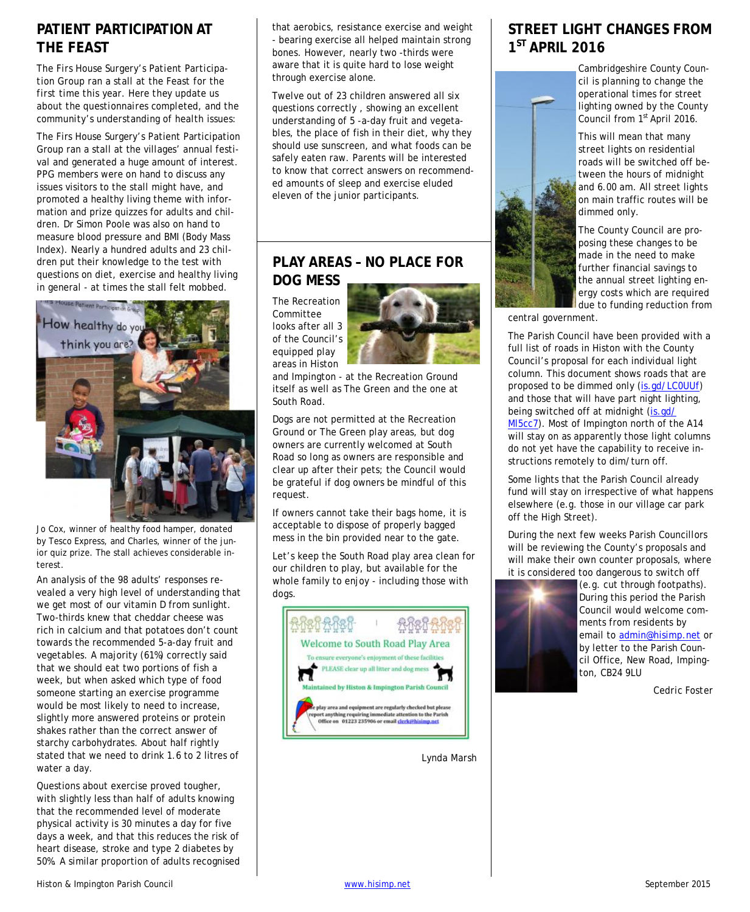## PATIENT PARTICIPATION AT THE FEAST

The Firs House Surgery's Patient Participation Group ran a stall at the Feast for the first time this year. Here they update us about the questionnaires completed, and the community's understanding of health issues:

The Firs House Surgery's Patient Participation Group ran a stall at the villages' annual festival and generated a huge amount of interest. PPG members were on hand to discuss any issues visitors to the stall might have, and promoted a healthy living theme with information and prize quizzes for adults and children. Dr Simon Poole was also on hand to measure blood pressure and BMI (Body Mass Index). Nearly a hundred adults and 23 children put their knowledge to the test with questions on diet, exercise and healthy living in general - at times the stall felt mobbed.

Jo Cox, winner of healthy food hamper, donated by Tesco Express, and Charles, winner of the junior quiz prize. The stall achieves considerable interest.

An analysis of the 98 adults' responses revealed a very high level of understanding that we get most of our vitamin D from sunlight. Two-thirds knew that cheddar cheese was rich in calcium and that potatoes don't count towards the recommended 5-a-day fruit and vegetables. A majority (61%) correctly said that we should eat two portions of fish a week, but when asked which type of food someone starting an exercise programme would be most likely to need to increase, slightly more answered proteins or protein shakes rather than the correct answer of starchy carbohydrates. About half rightly stated that we need to drink 1.6 to 2 litres of water a day.

Questions about exercise proved tougher, with slightly less than half of adults knowing that the recommended level of moderate physical activity is 30 minutes a day for five days a week, and that this reduces the risk of heart disease, stroke and type 2 diabetes by 50%. A similar proportion of adults recognised that aerobics, resistance exercise and weight - bearing exercise all helped maintain strong bones. However, nearly two -thirds were aware that it is quite hard to lose weight through exercise alone.

Twelve out of 23 children answered all six questions correctly , showing an excellent understanding of 5 -a-day fruit and vegetables, the place of fish in their diet, why they should use sunscreen, and what foods can be safely eaten raw. Parents will be interested to know that correct answers on recommended amounts of sleep and exercise eluded eleven of the junior participants.

## PLAY AREAS – NO PLACE FOR DOG MESS

The Recreation Committee looks after all 3 of the Council's equipped play areas in Histon and Impington - at the Recreation Ground itself as well as The Green and the one at South Road.

Dogs are not permitted at the Recreation Ground or The Green play areas, but dog owners are currently welcomed at South Road so long as owners are responsible and clear up after their pets; the Council would be grateful if dog owners be mindful of this request.

If owners cannot take their bags home, it is acceptable to dispose of properly bagged mess in the bin provided near to the gate.

Let's keep the South Road play area clean for our children to play, but available for the whole family to enjoy - including those with dogs.

Welcome to South Road Play Area

To ensure everyone's enjoyment of these facilities

PLEASE clear up all litter and dog mess

Maintained by Histon & Impington Parish Council

The play area and equipment are regularly checked but please report anything requiring immediate attention to the Parish Office on 01223 235906 or email clerk@hisimp.net

Lynda Marsh

## STREET LIGHT CHANGES FROM 1ST APRIL 2016

Cambridgeshire County Council is planning to change the operational times for street lighting owned by the County Council from 1st April 2016.

This will mean that many street lights on residential roads will be switched off between the hours of midnight and 6.00 am. All street lights on main traffic routes will be dimmed only.

The County Council are proposing these changes to be made in the need to make further financial savings to the annual street lighting energy costs which are required due to funding reduction from central government.

The Parish Council have been provided with a full list of roads in Histon with the County Council's proposal for each individual light column. This document shows roads that are proposed to be dimmed only (is.gd/LC0UUf) and those that will have part night lighting, being switched off at midnight (is.gd/MI5cc7). Most of Impington north of the A14 will stay on as apparently those light columns do not yet have the capability to receive instructions remotely to dim/turn off.

Some lights that the Parish Council already fund will stay on irrespective of what happens elsewhere (e.g. those in our village car park off the High Street).

During the next few weeks Parish Councillors will be reviewing the County's proposals and will make their own counter proposals, where it is considered too dangerous to switch off (e.g. cut through footpaths). During this period the Parish Council would welcome comments from residents by email to admin@hisimp.net or by letter to the Parish Council Office, New Road, Impington, CB24 9LU

Cedric Foster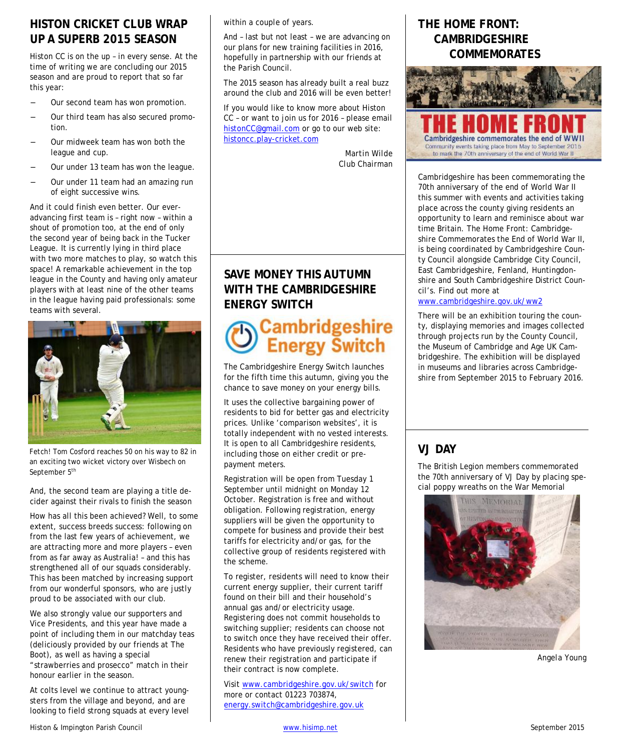## HISTON CRICKET CLUB WRAP UP A SUPERB 2015 SEASON

Histon CC is on the up – in every sense. At the time of writing we are concluding our 2015 season and are proud to report that so far this year:

- Our second team has won promotion.
- Our third team has also secured promotion.
- Our midweek team has won both the league and cup.
- Our under 13 team has won the league.
- Our under 11 team had an amazing run of eight successive wins.

And it could finish even better. Our ever-advancing first team is – right now – within a shout of promotion too, at the end of only the second year of being back in the Tucker League. It is currently lying in third place with two more matches to play, so watch this space! A remarkable achievement in the top league in the County and having only amateur players with at least nine of the other teams in the league having paid professionals: some teams with several.

Fetch! Tom Cosford reaches 50 on his way to 82 in an exciting two wicket victory over Wisbech on September 5th

And, the second team are playing a title decider against their rivals to finish the season

How has all this been achieved? Well, to some extent, success breeds success: following on from the last few years of achievement, we are attracting more and more players – even from as far away as Australia! – and this has strengthened all of our squads considerably. This has been matched by increasing support from our wonderful sponsors, who are justly proud to be associated with our club.

We also strongly value our supporters and Vice Presidents, and this year have made a point of including them in our matchday teas (deliciously provided by our friends at The Boot), as well as having a special "strawberries and prosecco" match in their honour earlier in the season.

At colts level we continue to attract youngsters from the village and beyond, and are looking to field strong squads at every level within a couple of years.

And – last but not least – we are advancing on our plans for new training facilities in 2016, hopefully in partnership with our friends at the Parish Council.

The 2015 season has already built a real buzz around the club and 2016 will be even better!

If you would like to know more about Histon CC – or want to join us for 2016 – please email histonCC@gmail.com or go to our web site: histoncc.play-cricket.com

Martin Wilde
Club Chairman

## SAVE MONEY THIS AUTUMN WITH THE CAMBRIDGESHIRE ENERGY SWITCH

Cambridgeshire Energy Switch

The Cambridgeshire Energy Switch launches for the fifth time this autumn, giving you the chance to save money on your energy bills.

It uses the collective bargaining power of residents to bid for better gas and electricity prices. Unlike 'comparison websites', it is totally independent with no vested interests. It is open to all Cambridgeshire residents, including those on either credit or pre-payment meters.

Registration will be open from Tuesday 1 September until midnight on Monday 12 October. Registration is free and without obligation. Following registration, energy suppliers will be given the opportunity to compete for business and provide their best tariffs for electricity and/or gas, for the collective group of residents registered with the scheme.

To register, residents will need to know their current energy supplier, their current tariff found on their bill and their household's annual gas and/or electricity usage. Registering does not commit households to switching supplier; residents can choose not to switch once they have received their offer. Residents who have previously registered, can renew their registration and participate if their contract is now complete.

Visit www.cambridgeshire.gov.uk/switch for more or contact 01223 703874, energy.switch@cambridgeshire.gov.uk

## THE HOME FRONT: CAMBRIDGESHIRE COMMEMORATES

THE HOME FRONT
Cambridgeshire commemorates the end of WWII
Community events taking place from May to September 2015 to mark the 70th anniversary of the end of World War II

Cambridgeshire has been commemorating the 70th anniversary of the end of World War II this summer with events and activities taking place across the county giving residents an opportunity to learn and reminisce about war time Britain. The Home Front: Cambridgeshire Commemorates the End of World War II, is being coordinated by Cambridgeshire County Council alongside Cambridge City Council, East Cambridgeshire, Fenland, Huntingdonshire and South Cambridgeshire District Council's. Find out more at www.cambridgeshire.gov.uk/ww2

There will be an exhibition touring the county, displaying memories and images collected through projects run by the County Council, the Museum of Cambridge and Age UK Cambridgeshire. The exhibition will be displayed in museums and libraries across Cambridgeshire from September 2015 to February 2016.

## VJ DAY

The British Legion members commemorated the 70th anniversary of VJ Day by placing special poppy wreaths on the War Memorial

Angela Young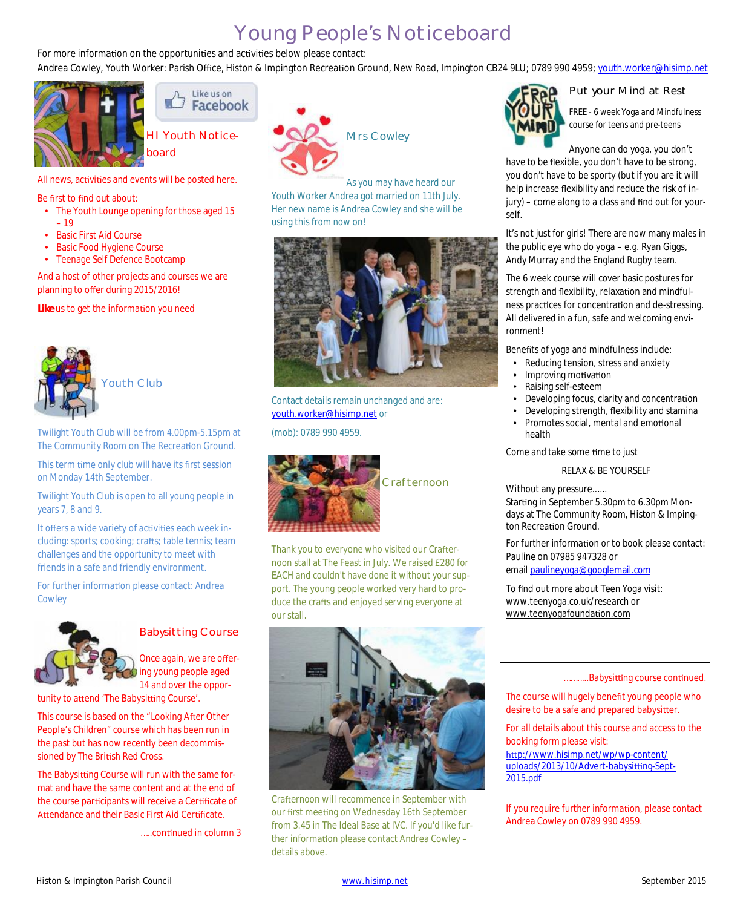# Young People's Noticeboard

For more information on the opportunities and activities below please contact:
Andrea Cowley, Youth Worker: Parish Office, Histon & Impington Recreation Ground, New Road, Impington CB24 9LU; 0789 990 4959; youth.worker@hisimp.net

Like us on Facebook

## HI Youth Noticeboard

All news, activities and events will be posted here.

Be first to find out about:

- The Youth Lounge opening for those aged 15 – 19
- Basic First Aid Course
- Basic Food Hygiene Course
- Teenage Self Defence Bootcamp

And a host of other projects and courses we are planning to offer during 2015/2016!

**Like** us to get the information you need

## Youth Club

Twilight Youth Club will be from 4.00pm-5.15pm at The Community Room on The Recreation Ground.

This term time only club will have its first session on Monday 14th September.

Twilight Youth Club is open to all young people in years 7, 8 and 9.

It offers a wide variety of activities each week including: sports; cooking; crafts; table tennis; team challenges and the opportunity to meet with friends in a safe and friendly environment.

For further information please contact: Andrea Cowley

## Babysitting Course

Once again, we are offering young people aged 14 and over the opportunity to attend 'The Babysitting Course'.

This course is based on the "Looking After Other People's Children" course which has been run in the past but has now recently been decommissioned by The British Red Cross.

The Babysitting Course will run with the same format and have the same content and at the end of the course participants will receive a Certificate of Attendance and their Basic First Aid Certificate.

….continued in column 3

## Mrs Cowley

As you may have heard our Youth Worker Andrea got married on 11th July. Her new name is Andrea Cowley and she will be using this from now on!

Contact details remain unchanged and are: youth.worker@hisimp.net or

(mob): 0789 990 4959.

## Crafternoon

Thank you to everyone who visited our Crafternoon stall at The Feast in July. We raised £280 for EACH and couldn't have done it without your support. The young people worked very hard to produce the crafts and enjoyed serving everyone at our stall.

Crafternoon will recommence in September with our first meeting on Wednesday 16th September from 3.45 in The Ideal Base at IVC. If you'd like further information please contact Andrea Cowley – details above.

## Put your Mind at Rest

FREE - 6 week Yoga and Mindfulness course for teens and pre-teens

Anyone can do yoga, you don't have to be flexible, you don't have to be strong, you don't have to be sporty (but if you are it will help increase flexibility and reduce the risk of injury) – come along to a class and find out for yourself.

It's not just for girls! There are now many males in the public eye who do yoga – e.g. Ryan Giggs, Andy Murray and the England Rugby team.

The 6 week course will cover basic postures for strength and flexibility, relaxation and mindfulness practices for concentration and de-stressing. All delivered in a fun, safe and welcoming environment!

Benefits of yoga and mindfulness include:

- Reducing tension, stress and anxiety
- Improving motivation
- Raising self-esteem
- Developing focus, clarity and concentration
- Developing strength, flexibility and stamina
- Promotes social, mental and emotional health

Come and take some time to just

RELAX & BE YOURSELF

Without any pressure......
Starting in September 5.30pm to 6.30pm Mondays at The Community Room, Histon & Impington Recreation Ground.

For further information or to book please contact: Pauline on 07985 947328 or email paulineyoga@googlemail.com

To find out more about Teen Yoga visit: www.teenyoga.co.uk/research or www.teenyogafoundation.com

……..Babysitting course continued.

The course will hugely benefit young people who desire to be a safe and prepared babysitter.

For all details about this course and access to the booking form please visit: http://www.hisimp.net/wp/wp-content/uploads/2013/10/Advert-babysitting-Sept-2015.pdf

If you require further information, please contact Andrea Cowley on 0789 990 4959.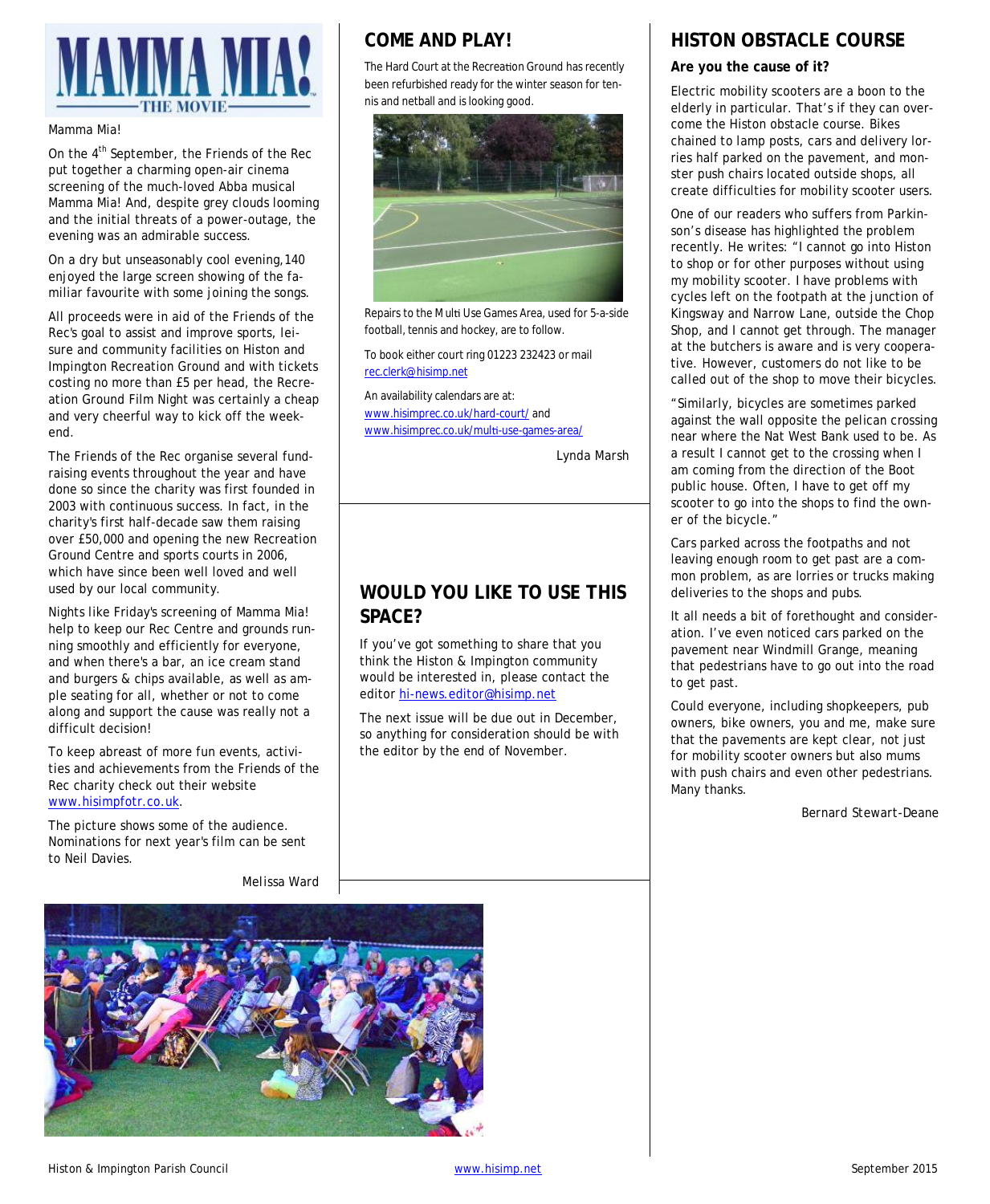Mamma Mia!

On the 4th September, the Friends of the Rec put together a charming open-air cinema screening of the much-loved Abba musical Mamma Mia! And, despite grey clouds looming and the initial threats of a power-outage, the evening was an admirable success.

On a dry but unseasonably cool evening,140 enjoyed the large screen showing of the familiar favourite with some joining the songs.

All proceeds were in aid of the Friends of the Rec's goal to assist and improve sports, leisure and community facilities on Histon and Impington Recreation Ground and with tickets costing no more than £5 per head, the Recreation Ground Film Night was certainly a cheap and very cheerful way to kick off the weekend.

The Friends of the Rec organise several fundraising events throughout the year and have done so since the charity was first founded in 2003 with continuous success. In fact, in the charity's first half-decade saw them raising over £50,000 and opening the new Recreation Ground Centre and sports courts in 2006, which have since been well loved and well used by our local community.

Nights like Friday's screening of Mamma Mia! help to keep our Rec Centre and grounds running smoothly and efficiently for everyone, and when there's a bar, an ice cream stand and burgers & chips available, as well as ample seating for all, whether or not to come along and support the cause was really not a difficult decision!

To keep abreast of more fun events, activities and achievements from the Friends of the Rec charity check out their website www.hisimpfotr.co.uk.

The picture shows some of the audience. Nominations for next year's film can be sent to Neil Davies.

Melissa Ward

## COME AND PLAY!

The Hard Court at the Recreation Ground has recently been refurbished ready for the winter season for tennis and netball and is looking good.

Repairs to the Multi Use Games Area, used for 5-a-side football, tennis and hockey, are to follow.

To book either court ring 01223 232423 or mail rec.clerk@hisimp.net

An availability calendars are at: www.hisimprec.co.uk/hard-court/ and www.hisimprec.co.uk/multi-use-games-area/

Lynda Marsh

## WOULD YOU LIKE TO USE THIS SPACE?

If you've got something to share that you think the Histon & Impington community would be interested in, please contact the editor hi-news.editor@hisimp.net

The next issue will be due out in December, so anything for consideration should be with the editor by the end of November.

## HISTON OBSTACLE COURSE

**Are you the cause of it?**

Electric mobility scooters are a boon to the elderly in particular. That's if they can overcome the Histon obstacle course. Bikes chained to lamp posts, cars and delivery lorries half parked on the pavement, and monster push chairs located outside shops, all create difficulties for mobility scooter users.

One of our readers who suffers from Parkinson's disease has highlighted the problem recently. He writes: "I cannot go into Histon to shop or for other purposes without using my mobility scooter. I have problems with cycles left on the footpath at the junction of Kingsway and Narrow Lane, outside the Chop Shop, and I cannot get through. The manager at the butchers is aware and is very cooperative. However, customers do not like to be called out of the shop to move their bicycles.

"Similarly, bicycles are sometimes parked against the wall opposite the pelican crossing near where the Nat West Bank used to be. As a result I cannot get to the crossing when I am coming from the direction of the Boot public house. Often, I have to get off my scooter to go into the shops to find the owner of the bicycle."

Cars parked across the footpaths and not leaving enough room to get past are a common problem, as are lorries or trucks making deliveries to the shops and pubs.

It all needs a bit of forethought and consideration. I've even noticed cars parked on the pavement near Windmill Grange, meaning that pedestrians have to go out into the road to get past.

Could everyone, including shopkeepers, pub owners, bike owners, you and me, make sure that the pavements are kept clear, not just for mobility scooter owners but also mums with push chairs and even other pedestrians. Many thanks.

Bernard Stewart-Deane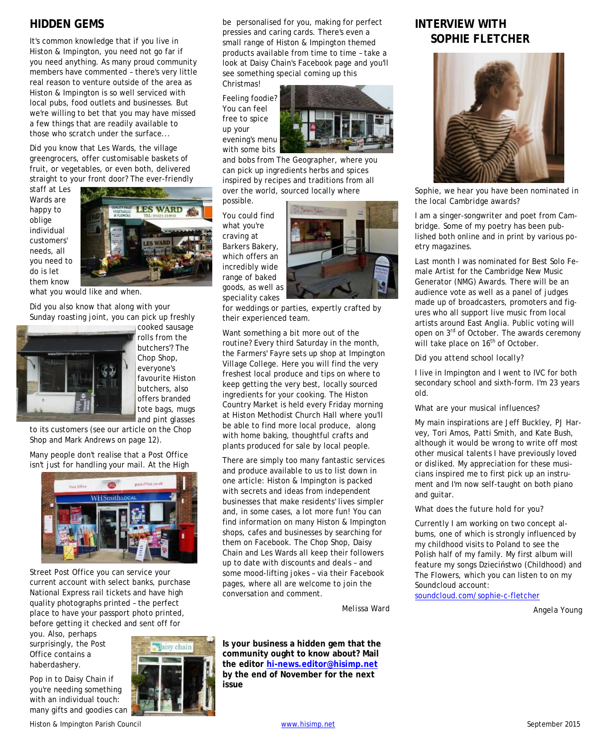## HIDDEN GEMS

It's common knowledge that if you live in Histon & Impington, you need not go far if you need anything. As many proud community members have commented – there's very little real reason to venture outside of the area as Histon & Impington is so well serviced with local pubs, food outlets and businesses. But we're willing to bet that you may have missed a few things that are readily available to those who scratch under the surface...

Did you know that Les Wards, the village greengrocers, offer customisable baskets of fruit, or vegetables, or even both, delivered straight to your front door? The ever-friendly staff at Les Wards are happy to oblige individual customers' needs, all you need to do is let them know what you would like and when.

Did you also know that along with your Sunday roasting joint, you can pick up freshly cooked sausage rolls from the butchers'? The Chop Shop, everyone's favourite Histon butchers, also offers branded tote bags, mugs and pint glasses to its customers (see our article on the Chop Shop and Mark Andrews on page 12).

Many people don't realise that a Post Office isn't just for handling your mail. At the High Street Post Office you can service your current account with select banks, purchase National Express rail tickets and have high quality photographs printed – the perfect place to have your passport photo printed, before getting it checked and sent off for you. Also, perhaps surprisingly, the Post Office contains a haberdashery.

Pop in to Daisy Chain if you're needing something with an individual touch: many gifts and goodies can be personalised for you, making for perfect pressies and caring cards. There's even a small range of Histon & Impington themed products available from time to time – take a look at Daisy Chain's Facebook page and you'll see something special coming up this Christmas!

Feeling foodie? You can feel free to spice up your evening's menu with some bits and bobs from The Geographer, where you can pick up ingredients herbs and spices inspired by recipes and traditions from all over the world, sourced locally where possible.

You could find what you're craving at Barkers Bakery, which offers an incredibly wide range of baked goods, as well as speciality cakes for weddings or parties, expertly crafted by their experienced team.

Want something a bit more out of the routine? Every third Saturday in the month, the Farmers' Fayre sets up shop at Impington Village College. Here you will find the very freshest local produce and tips on where to keep getting the very best, locally sourced ingredients for your cooking. The Histon Country Market is held every Friday morning at Histon Methodist Church Hall where you'll be able to find more local produce, along with home baking, thoughtful crafts and plants produced for sale by local people.

There are simply too many fantastic services and produce available to us to list down in one article: Histon & Impington is packed with secrets and ideas from independent businesses that make residents' lives simpler and, in some cases, a lot more fun! You can find information on many Histon & Impington shops, cafes and businesses by searching for them on Facebook. The Chop Shop, Daisy Chain and Les Wards all keep their followers up to date with discounts and deals – and some mood-lifting jokes – via their Facebook pages, where all are welcome to join the conversation and comment.

*Melissa Ward*

**Is your business a hidden gem that the community ought to know about? Mail the editor hi-news.editor@hisimp.net by the end of November for the next issue**

## INTERVIEW WITH SOPHIE FLETCHER

Sophie, we hear you have been nominated in the local Cambridge awards?

I am a singer-songwriter and poet from Cambridge. Some of my poetry has been published both online and in print by various poetry magazines.

Last month I was nominated for Best Solo Female Artist for the Cambridge New Music Generator (NMG) Awards. There will be an audience vote as well as a panel of judges made up of broadcasters, promoters and figures who all support live music from local artists around East Anglia. Public voting will open on 3rd of October. The awards ceremony will take place on 16th of October.

Did you attend school locally?

I live in Impington and I went to IVC for both secondary school and sixth-form. I'm 23 years old.

What are your musical influences?

My main inspirations are Jeff Buckley, PJ Harvey, Tori Amos, Patti Smith, and Kate Bush, although it would be wrong to write off most other musical talents I have previously loved or disliked. My appreciation for these musicians inspired me to first pick up an instrument and I'm now self-taught on both piano and guitar.

What does the future hold for you?

Currently I am working on two concept albums, one of which is strongly influenced by my childhood visits to Poland to see the Polish half of my family. My first album will feature my songs Dzieciństwo (Childhood) and The Flowers, which you can listen to on my Soundcloud account: soundcloud.com/sophie-c-fletcher

*Angela Young*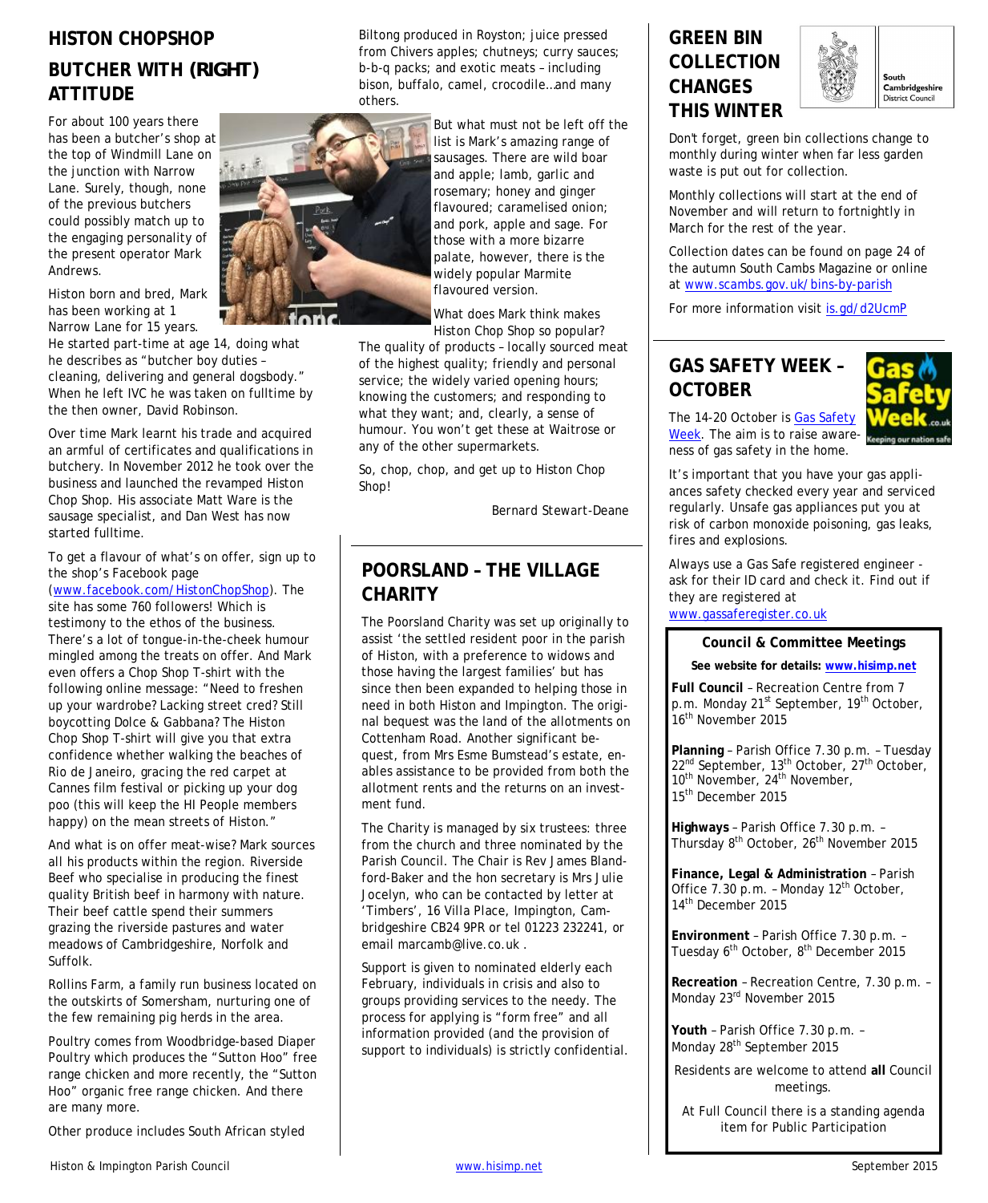# HISTON CHOPSHOP

## BUTCHER WITH (RIGHT) ATTITUDE

For about 100 years there has been a butcher's shop at the top of Windmill Lane on the junction with Narrow Lane. Surely, though, none of the previous butchers could possibly match up to the engaging personality of the present operator Mark Andrews.

Histon born and bred, Mark has been working at 1 Narrow Lane for 15 years. He started part-time at age 14, doing what he describes as "butcher boy duties – cleaning, delivering and general dogsbody." When he left IVC he was taken on fulltime by the then owner, David Robinson.

Over time Mark learnt his trade and acquired an armful of certificates and qualifications in butchery. In November 2012 he took over the business and launched the revamped Histon Chop Shop. His associate Matt Ware is the sausage specialist, and Dan West has now started fulltime.

To get a flavour of what's on offer, sign up to the shop's Facebook page (www.facebook.com/HistonChopShop). The site has some 760 followers! Which is testimony to the ethos of the business. There's a lot of tongue-in-the-cheek humour mingled among the treats on offer. And Mark even offers a Chop Shop T-shirt with the following online message: "Need to freshen up your wardrobe? Lacking street cred? Still boycotting Dolce & Gabbana? The Histon Chop Shop T-shirt will give you that extra confidence whether walking the beaches of Rio de Janeiro, gracing the red carpet at Cannes film festival or picking up your dog poo (this will keep the HI People members happy) on the mean streets of Histon."

And what is on offer meat-wise? Mark sources all his products within the region. Riverside Beef who specialise in producing the finest quality British beef in harmony with nature. Their beef cattle spend their summers grazing the riverside pastures and water meadows of Cambridgeshire, Norfolk and Suffolk.

Rollins Farm, a family run business located on the outskirts of Somersham, nurturing one of the few remaining pig herds in the area.

Poultry comes from Woodbridge-based Diaper Poultry which produces the "Sutton Hoo" free range chicken and more recently, the "Sutton Hoo" organic free range chicken. And there are many more.

Other produce includes South African styled Biltong produced in Royston; juice pressed from Chivers apples; chutneys; curry sauces; b-b-q packs; and exotic meats – including bison, buffalo, camel, crocodile…and many others.

But what must not be left off the list is Mark's amazing range of sausages. There are wild boar and apple; lamb, garlic and rosemary; honey and ginger flavoured; caramelised onion; and pork, apple and sage. For those with a more bizarre palate, however, there is the widely popular Marmite flavoured version.

What does Mark think makes Histon Chop Shop so popular? The quality of products – locally sourced meat of the highest quality; friendly and personal service; the widely varied opening hours; knowing the customers; and responding to what they want; and, clearly, a sense of humour. You won't get these at Waitrose or any of the other supermarkets.

So, chop, chop, and get up to Histon Chop Shop!

Bernard Stewart-Deane

# POORSLAND – THE VILLAGE CHARITY

The Poorsland Charity was set up originally to assist 'the settled resident poor in the parish of Histon, with a preference to widows and those having the largest families' but has since then been expanded to helping those in need in both Histon and Impington. The original bequest was the land of the allotments on Cottenham Road. Another significant bequest, from Mrs Esme Bumstead's estate, enables assistance to be provided from both the allotment rents and the returns on an investment fund.

The Charity is managed by six trustees: three from the church and three nominated by the Parish Council. The Chair is Rev James Blandford-Baker and the hon secretary is Mrs Julie Jocelyn, who can be contacted by letter at 'Timbers', 16 Villa Place, Impington, Cambridgeshire CB24 9PR or tel 01223 232241, or email marcamb@live.co.uk .

Support is given to nominated elderly each February, individuals in crisis and also to groups providing services to the needy. The process for applying is "form free" and all information provided (and the provision of support to individuals) is strictly confidential.

# GREEN BIN COLLECTION CHANGES THIS WINTER

South Cambridgeshire District Council

Don't forget, green bin collections change to monthly during winter when far less garden waste is put out for collection.

Monthly collections will start at the end of November and will return to fortnightly in March for the rest of the year.

Collection dates can be found on page 24 of the autumn South Cambs Magazine or online at www.scambs.gov.uk/bins-by-parish

For more information visit is.gd/d2UcmP

# GAS SAFETY WEEK – OCTOBER

The 14-20 October is Gas Safety Week. The aim is to raise awareness of gas safety in the home.

It's important that you have your gas appliances safety checked every year and serviced regularly. Unsafe gas appliances put you at risk of carbon monoxide poisoning, gas leaks, fires and explosions.

Always use a Gas Safe registered engineer - ask for their ID card and check it. Find out if they are registered at www.gassaferegister.co.uk

**Council & Committee Meetings**

**See website for details: www.hisimp.net**

**Full Council** – Recreation Centre from 7 p.m. Monday 21st September, 19th October, 16th November 2015

**Planning** – Parish Office 7.30 p.m. – Tuesday 22nd September, 13th October, 27th October, 10th November, 24th November, 15th December 2015

**Highways** – Parish Office 7.30 p.m. – Thursday 8th October, 26th November 2015

**Finance, Legal & Administration** – Parish Office 7.30 p.m. – Monday 12th October, 14th December 2015

**Environment** – Parish Office 7.30 p.m. – Tuesday 6th October, 8th December 2015

**Recreation** – Recreation Centre, 7.30 p.m. – Monday 23rd November 2015

**Youth** – Parish Office 7.30 p.m. – Monday 28th September 2015

Residents are welcome to attend **all** Council meetings.

At Full Council there is a standing agenda item for Public Participation